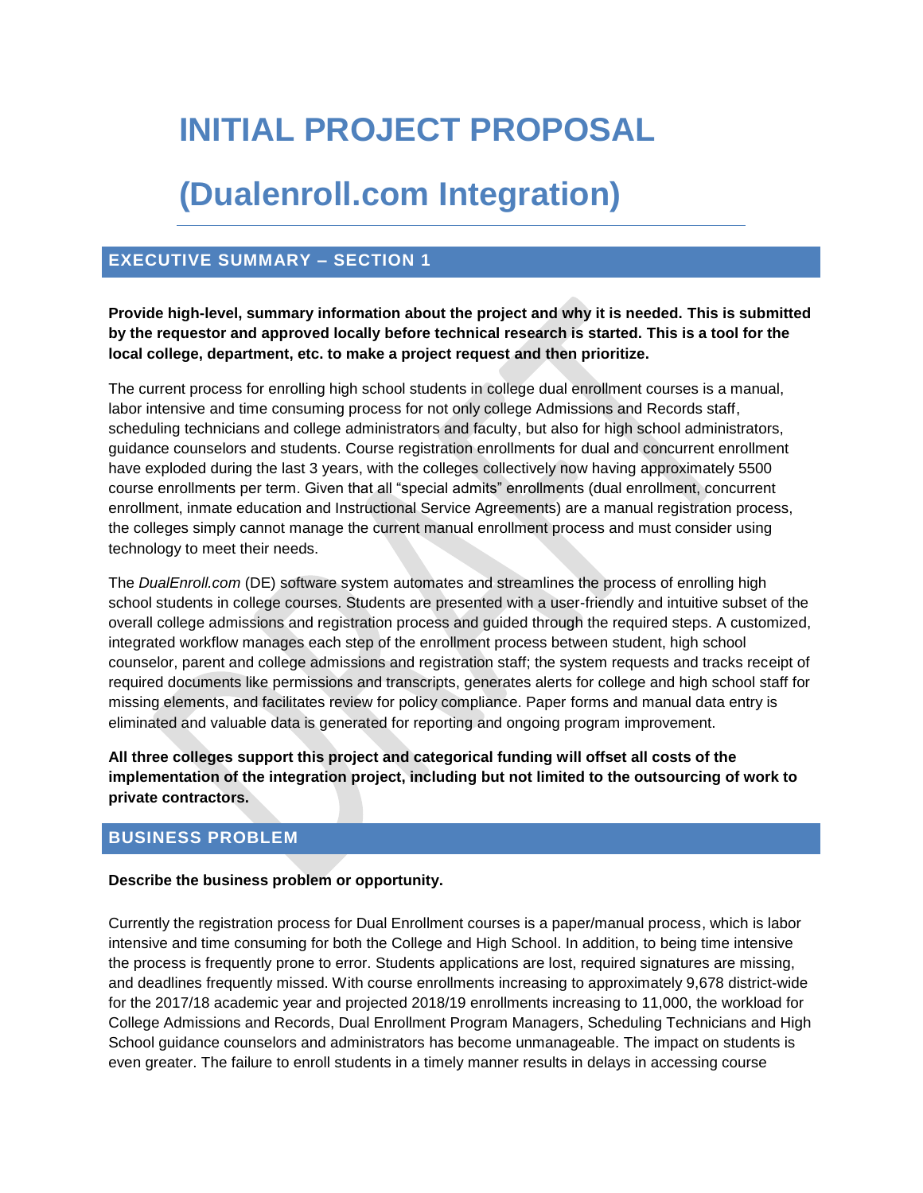# INITIAL PROJECT PROPOSAL

# (Dualenroll.com Integration)

## EXECUTIVE SUMMARY – SECTION 1

**Provide high-level, summary information about the project and why it is needed. This is submitted by the requestor and approved locally before technical research is started. This is a tool for the local college, department, etc. to make a project request and then prioritize.**

The current process for enrolling high school students in college dual enrollment courses is a manual, labor intensive and time consuming process for not only college Admissions and Records staff, scheduling technicians and college administrators and faculty, but also for high school administrators, guidance counselors and students. Course registration enrollments for dual and concurrent enrollment have exploded during the last 3 years, with the colleges collectively now having approximately 5500 course enrollments per term. Given that all "special admits" enrollments (dual enrollment, concurrent enrollment, inmate education and Instructional Service Agreements) are a manual registration process, the colleges simply cannot manage the current manual enrollment process and must consider using technology to meet their needs.

The *DualEnroll.com* (DE) software system automates and streamlines the process of enrolling high school students in college courses. Students are presented with a user-friendly and intuitive subset of the overall college admissions and registration process and guided through the required steps. A customized, integrated workflow manages each step of the enrollment process between student, high school counselor, parent and college admissions and registration staff; the system requests and tracks receipt of required documents like permissions and transcripts, generates alerts for college and high school staff for missing elements, and facilitates review for policy compliance. Paper forms and manual data entry is eliminated and valuable data is generated for reporting and ongoing program improvement.

**All three colleges support this project and categorical funding will offset all costs of the implementation of the integration project, including but not limited to the outsourcing of work to private contractors.**

## BUSINESS PROBLEM

**Describe the business problem or opportunity.**

Currently the registration process for Dual Enrollment courses is a paper/manual process, which is labor intensive and time consuming for both the College and High School. In addition, to being time intensive the process is frequently prone to error. Students applications are lost, required signatures are missing, and deadlines frequently missed. With course enrollments increasing to approximately 9,678 district-wide for the 2017/18 academic year and projected 2018/19 enrollments increasing to 11,000, the workload for College Admissions and Records, Dual Enrollment Program Managers, Scheduling Technicians and High School guidance counselors and administrators has become unmanageable. The impact on students is even greater. The failure to enroll students in a timely manner results in delays in accessing course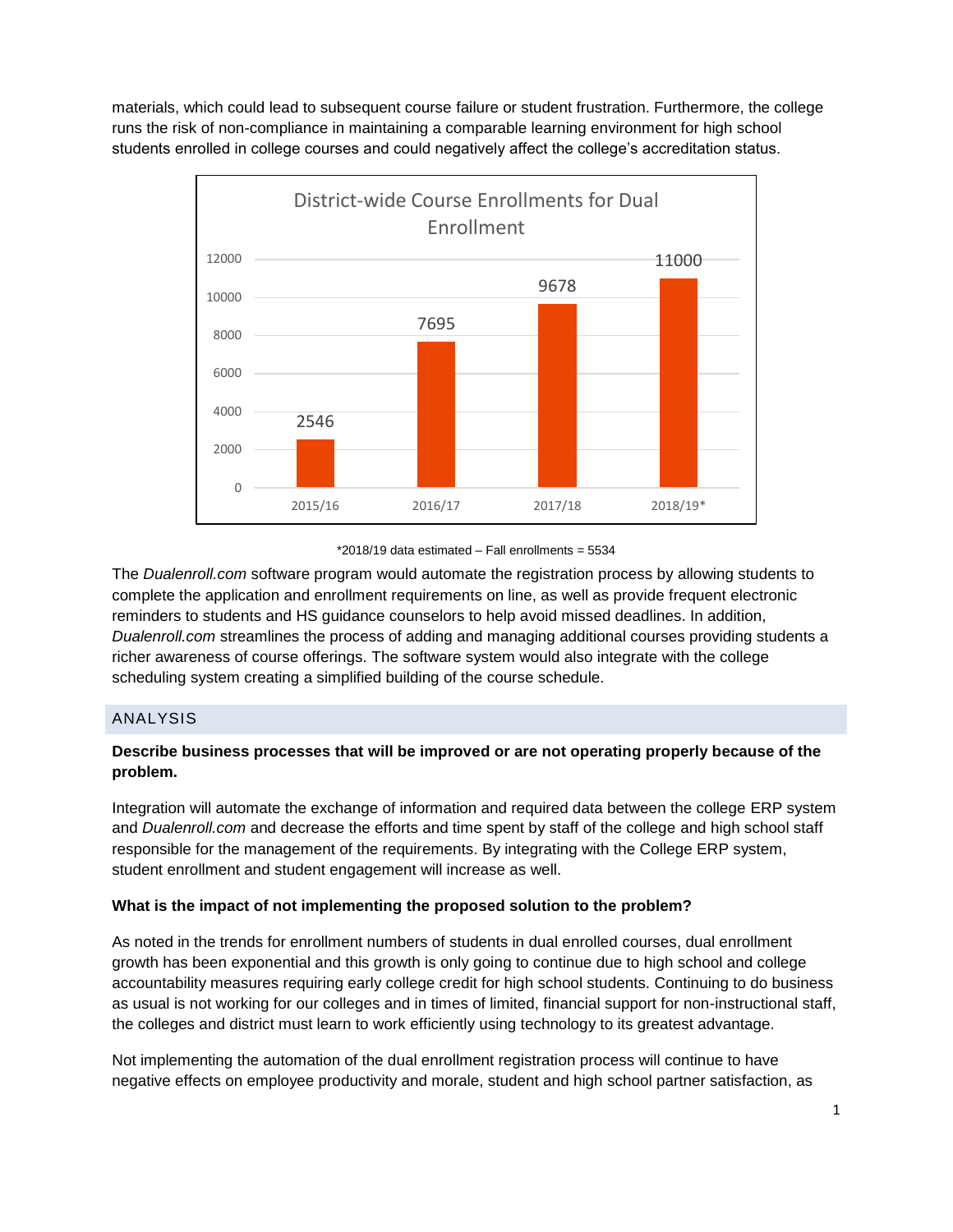materials, which could lead to subsequent course failure or student frustration. Furthermore, the college runs the risk of non-compliance in maintaining a comparable learning environment for high school students enrolled in college courses and could negatively affect the college's accreditation status.

District-wide Course Enrollments for Dual Enrollment

12000
10000
8000
6000
4000
2000
0

2546
7695
9678
11000

2015/16
2016/17
2017/18
2018/19*

*2018/19 data estimated – Fall enrollments = 5534

The *Dualenroll.com* software program would automate the registration process by allowing students to complete the application and enrollment requirements on line, as well as provide frequent electronic reminders to students and HS guidance counselors to help avoid missed deadlines. In addition, *Dualenroll.com* streamlines the process of adding and managing additional courses providing students a richer awareness of course offerings. The software system would also integrate with the college scheduling system creating a simplified building of the course schedule.

## ANALYSIS

**Describe business processes that will be improved or are not operating properly because of the problem.**

Integration will automate the exchange of information and required data between the college ERP system and *Dualenroll.com* and decrease the efforts and time spent by staff of the college and high school staff responsible for the management of the requirements. By integrating with the College ERP system, student enrollment and student engagement will increase as well.

**What is the impact of not implementing the proposed solution to the problem?**

As noted in the trends for enrollment numbers of students in dual enrolled courses, dual enrollment growth has been exponential and this growth is only going to continue due to high school and college accountability measures requiring early college credit for high school students. Continuing to do business as usual is not working for our colleges and in times of limited, financial support for non-instructional staff, the colleges and district must learn to work efficiently using technology to its greatest advantage.

Not implementing the automation of the dual enrollment registration process will continue to have negative effects on employee productivity and morale, student and high school partner satisfaction, as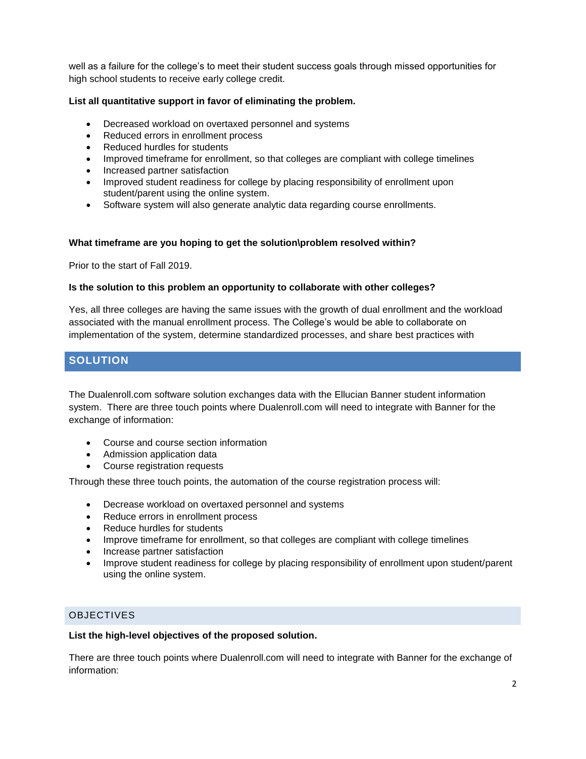well as a failure for the college's to meet their student success goals through missed opportunities for high school students to receive early college credit.

**List all quantitative support in favor of eliminating the problem.**

- Decreased workload on overtaxed personnel and systems
- Reduced errors in enrollment process
- Reduced hurdles for students
- Improved timeframe for enrollment, so that colleges are compliant with college timelines
- Increased partner satisfaction
- Improved student readiness for college by placing responsibility of enrollment upon student/parent using the online system.
- Software system will also generate analytic data regarding course enrollments.

**What timeframe are you hoping to get the solution\problem resolved within?**

Prior to the start of Fall 2019.

**Is the solution to this problem an opportunity to collaborate with other colleges?**

Yes, all three colleges are having the same issues with the growth of dual enrollment and the workload associated with the manual enrollment process. The College's would be able to collaborate on implementation of the system, determine standardized processes, and share best practices with

## SOLUTION

The Dualenroll.com software solution exchanges data with the Ellucian Banner student information system. There are three touch points where Dualenroll.com will need to integrate with Banner for the exchange of information:

- Course and course section information
- Admission application data
- Course registration requests

Through these three touch points, the automation of the course registration process will:

- Decrease workload on overtaxed personnel and systems
- Reduce errors in enrollment process
- Reduce hurdles for students
- Improve timeframe for enrollment, so that colleges are compliant with college timelines
- Increase partner satisfaction
- Improve student readiness for college by placing responsibility of enrollment upon student/parent using the online system.

### OBJECTIVES

**List the high-level objectives of the proposed solution.**

There are three touch points where Dualenroll.com will need to integrate with Banner for the exchange of information: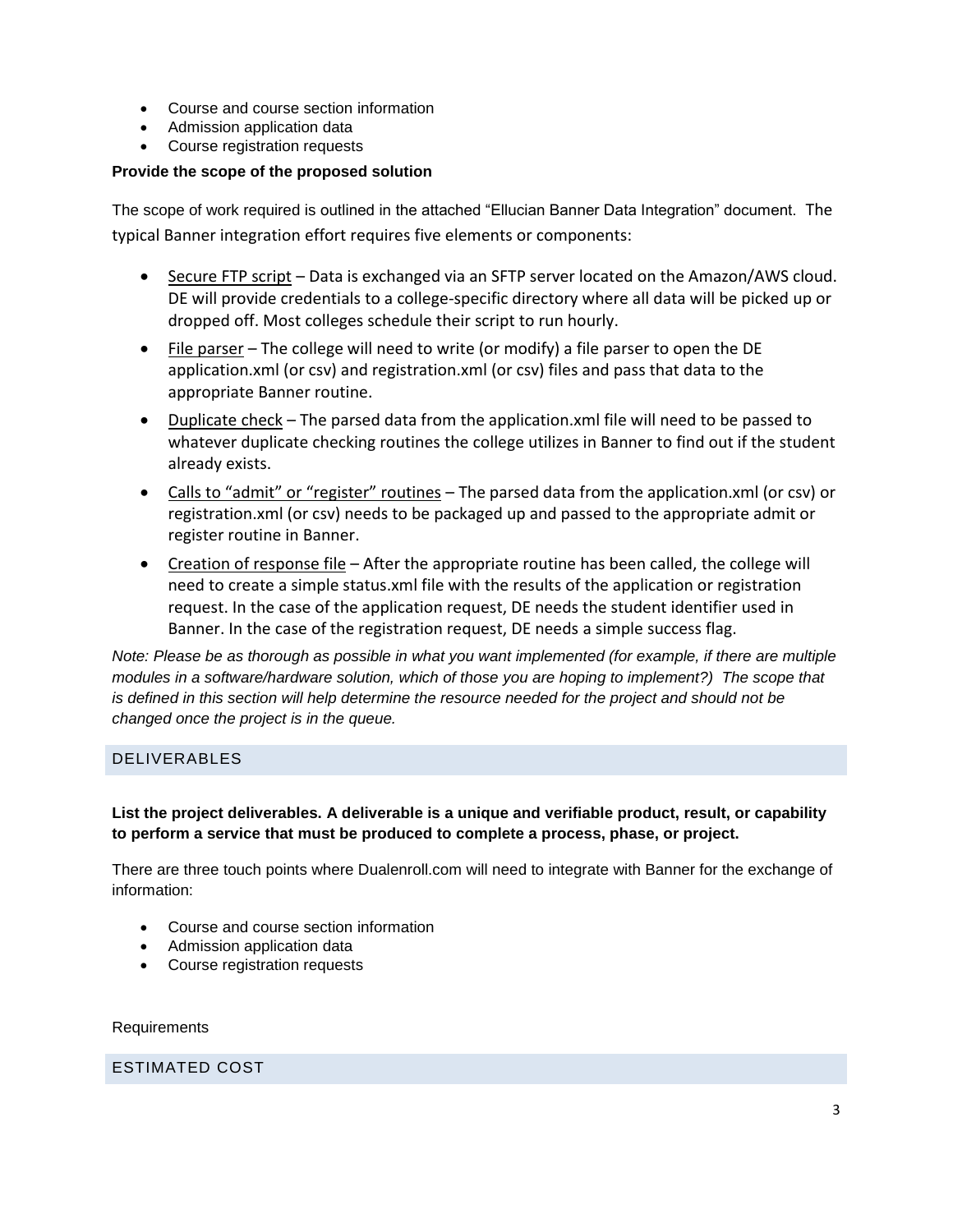- Course and course section information
- Admission application data
- Course registration requests

**Provide the scope of the proposed solution**

The scope of work required is outlined in the attached "Ellucian Banner Data Integration" document. The typical Banner integration effort requires five elements or components:

- Secure FTP script – Data is exchanged via an SFTP server located on the Amazon/AWS cloud. DE will provide credentials to a college-specific directory where all data will be picked up or dropped off. Most colleges schedule their script to run hourly.
- File parser – The college will need to write (or modify) a file parser to open the DE application.xml (or csv) and registration.xml (or csv) files and pass that data to the appropriate Banner routine.
- Duplicate check – The parsed data from the application.xml file will need to be passed to whatever duplicate checking routines the college utilizes in Banner to find out if the student already exists.
- Calls to "admit" or "register" routines – The parsed data from the application.xml (or csv) or registration.xml (or csv) needs to be packaged up and passed to the appropriate admit or register routine in Banner.
- Creation of response file – After the appropriate routine has been called, the college will need to create a simple status.xml file with the results of the application or registration request. In the case of the application request, DE needs the student identifier used in Banner. In the case of the registration request, DE needs a simple success flag.

*Note: Please be as thorough as possible in what you want implemented (for example, if there are multiple modules in a software/hardware solution, which of those you are hoping to implement?) The scope that is defined in this section will help determine the resource needed for the project and should not be changed once the project is in the queue.*

## DELIVERABLES

**List the project deliverables. A deliverable is a unique and verifiable product, result, or capability to perform a service that must be produced to complete a process, phase, or project.**

There are three touch points where Dualenroll.com will need to integrate with Banner for the exchange of information:

- Course and course section information
- Admission application data
- Course registration requests

Requirements

## ESTIMATED COST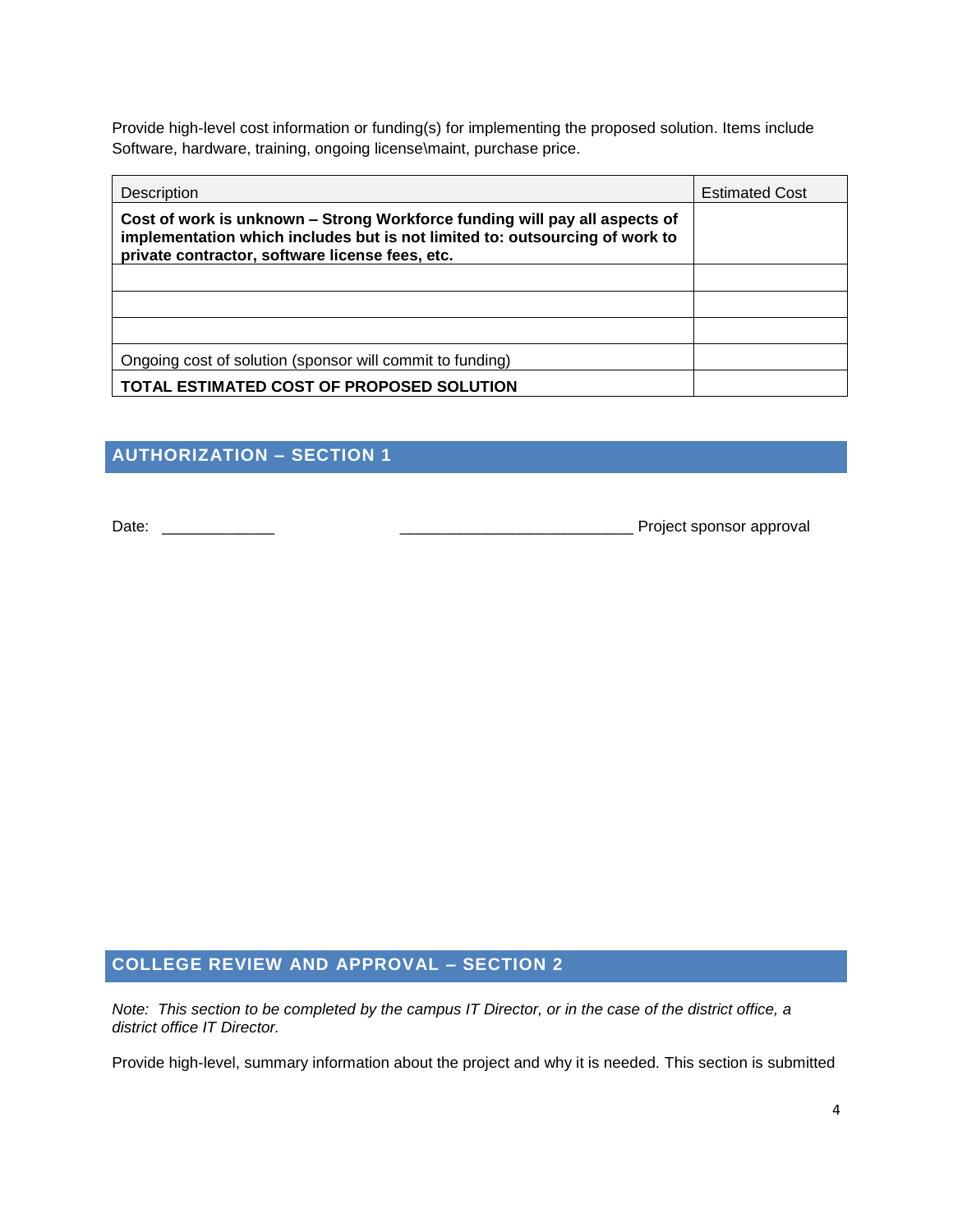Provide high-level cost information or funding(s) for implementing the proposed solution. Items include Software, hardware, training, ongoing license\maint, purchase price.

| Description | Estimated Cost |
| --- | --- |
| **Cost of work is unknown – Strong Workforce funding will pay all aspects of implementation which includes but is not limited to: outsourcing of work to private contractor, software license fees, etc.** | |
| | |
| | |
| | |
| Ongoing cost of solution (sponsor will commit to funding) | |
| **TOTAL ESTIMATED COST OF PROPOSED SOLUTION** | |

## AUTHORIZATION – SECTION 1

Date: _____________ ___________________________ Project sponsor approval

## COLLEGE REVIEW AND APPROVAL – SECTION 2

*Note: This section to be completed by the campus IT Director, or in the case of the district office, a district office IT Director.*

Provide high-level, summary information about the project and why it is needed. This section is submitted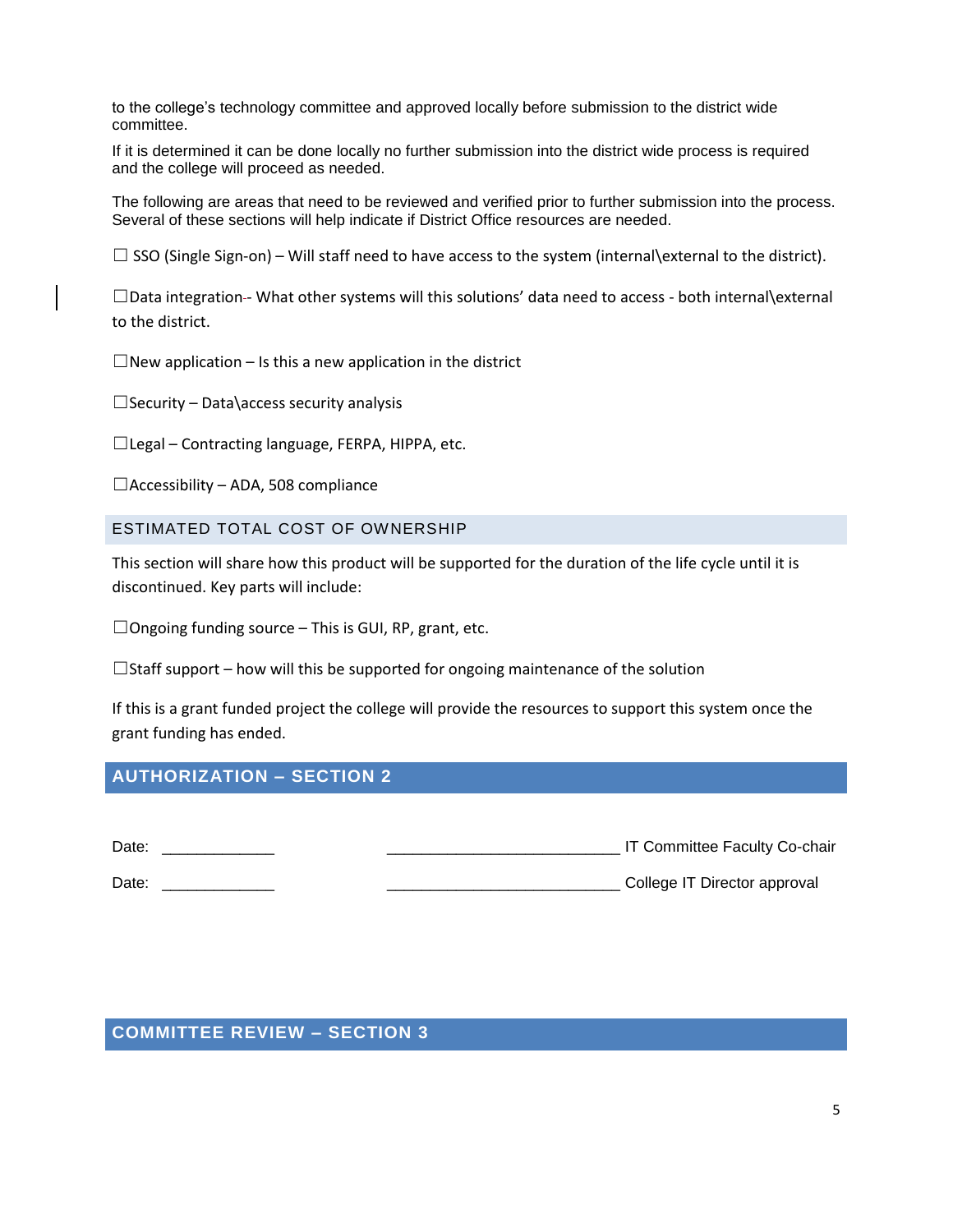to the college's technology committee and approved locally before submission to the district wide committee.

If it is determined it can be done locally no further submission into the district wide process is required and the college will proceed as needed.

The following are areas that need to be reviewed and verified prior to further submission into the process. Several of these sections will help indicate if District Office resources are needed.

☐ SSO (Single Sign-on) – Will staff need to have access to the system (internal\external to the district).

☐Data integration-- What other systems will this solutions' data need to access - both internal\external to the district.

☐New application – Is this a new application in the district

☐Security – Data\access security analysis

☐Legal – Contracting language, FERPA, HIPPA, etc.

☐Accessibility – ADA, 508 compliance

## ESTIMATED TOTAL COST OF OWNERSHIP

This section will share how this product will be supported for the duration of the life cycle until it is discontinued. Key parts will include:

☐Ongoing funding source – This is GUI, RP, grant, etc.

☐Staff support – how will this be supported for ongoing maintenance of the solution

If this is a grant funded project the college will provide the resources to support this system once the grant funding has ended.

## AUTHORIZATION – SECTION 2

Date: _____________ ___________________________ IT Committee Faculty Co-chair

Date: _____________ ___________________________ College IT Director approval

## COMMITTEE REVIEW – SECTION 3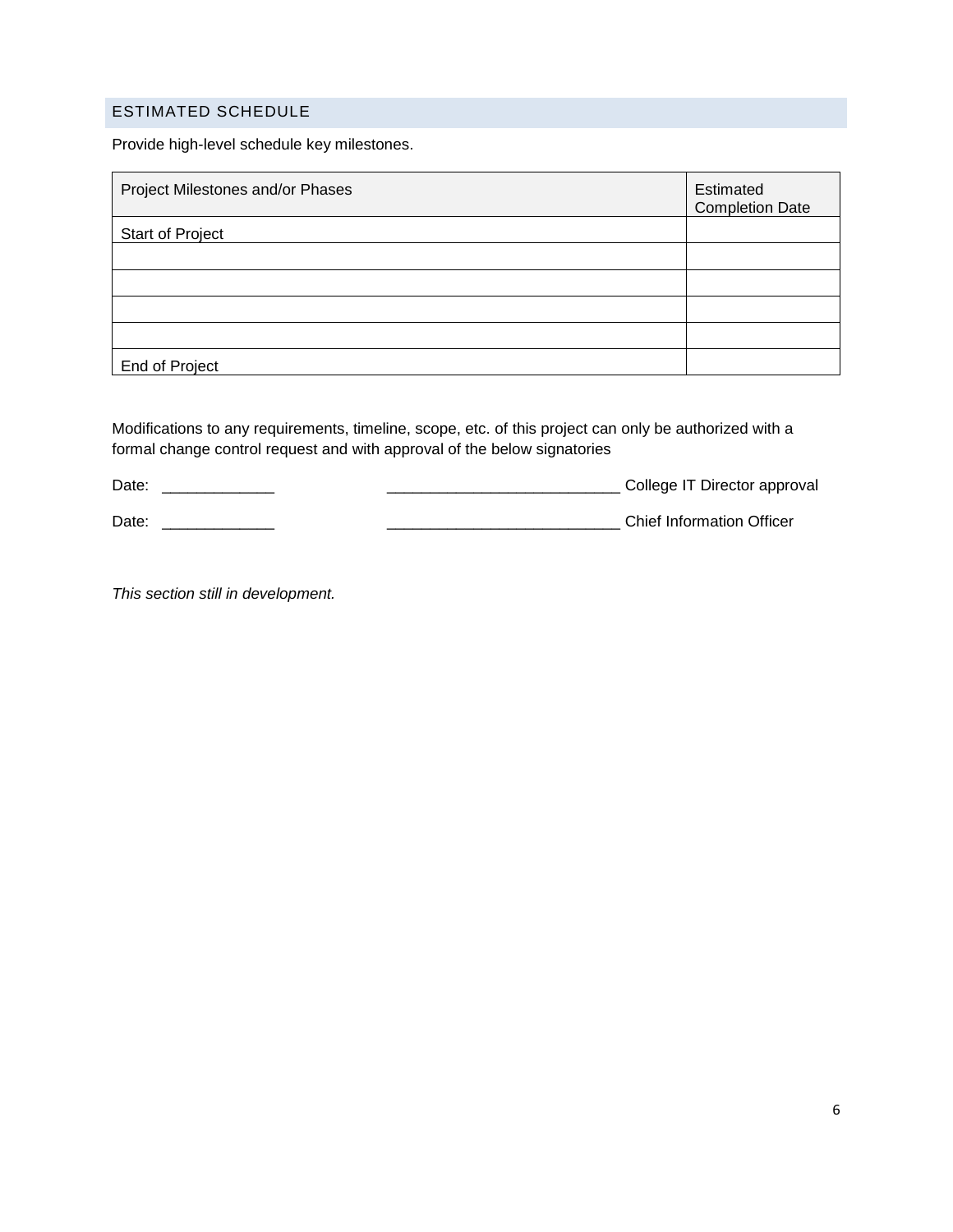## ESTIMATED SCHEDULE

Provide high-level schedule key milestones.

| Project Milestones and/or Phases | Estimated Completion Date |
|---|---|
| Start of Project | |
| | |
| | |
| | |
| | |
| End of Project | |

Modifications to any requirements, timeline, scope, etc. of this project can only be authorized with a formal change control request and with approval of the below signatories

Date: _____________ ___________________________ College IT Director approval

Date: _____________ ___________________________ Chief Information Officer

*This section still in development.*